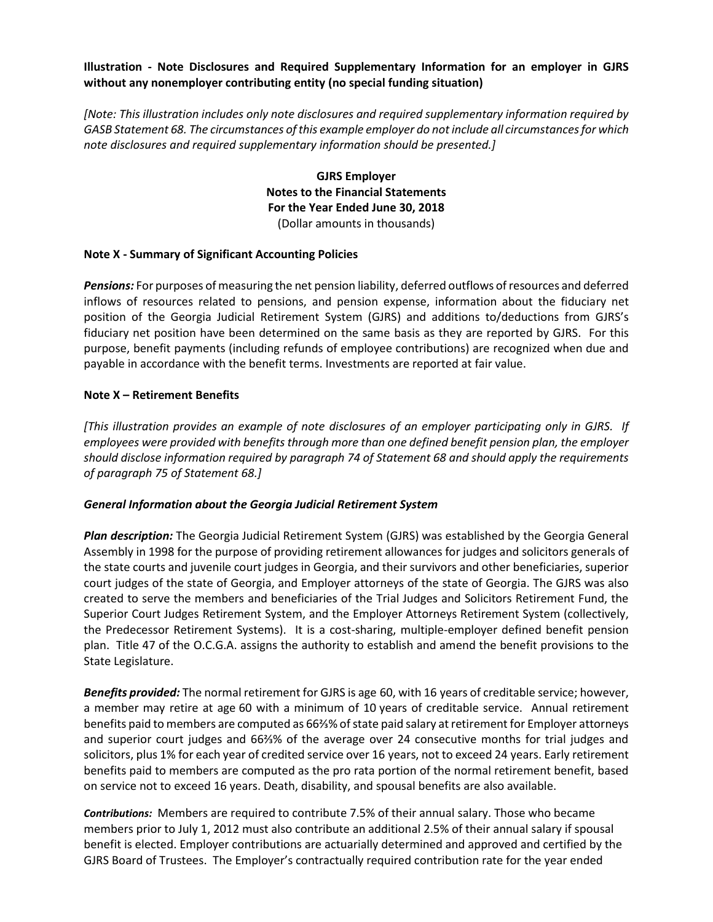**Illustration - Note Disclosures and Required Supplementary Information for an employer in GJRS without any nonemployer contributing entity (no special funding situation)**

*[Note: This illustration includes only note disclosures and required supplementary information required by GASB Statement 68. The circumstances of this example employer do not include all circumstances for which note disclosures and required supplementary information should be presented.]*

**GJRS Employer**
**Notes to the Financial Statements**
**For the Year Ended June 30, 2018**
(Dollar amounts in thousands)

**Note X - Summary of Significant Accounting Policies**

***Pensions:*** For purposes of measuring the net pension liability, deferred outflows of resources and deferred inflows of resources related to pensions, and pension expense, information about the fiduciary net position of the Georgia Judicial Retirement System (GJRS) and additions to/deductions from GJRS's fiduciary net position have been determined on the same basis as they are reported by GJRS. For this purpose, benefit payments (including refunds of employee contributions) are recognized when due and payable in accordance with the benefit terms. Investments are reported at fair value.

**Note X – Retirement Benefits**

*[This illustration provides an example of note disclosures of an employer participating only in GJRS. If employees were provided with benefits through more than one defined benefit pension plan, the employer should disclose information required by paragraph 74 of Statement 68 and should apply the requirements of paragraph 75 of Statement 68.]*

***General Information about the Georgia Judicial Retirement System***

***Plan description:*** The Georgia Judicial Retirement System (GJRS) was established by the Georgia General Assembly in 1998 for the purpose of providing retirement allowances for judges and solicitors generals of the state courts and juvenile court judges in Georgia, and their survivors and other beneficiaries, superior court judges of the state of Georgia, and Employer attorneys of the state of Georgia. The GJRS was also created to serve the members and beneficiaries of the Trial Judges and Solicitors Retirement Fund, the Superior Court Judges Retirement System, and the Employer Attorneys Retirement System (collectively, the Predecessor Retirement Systems). It is a cost-sharing, multiple-employer defined benefit pension plan. Title 47 of the O.C.G.A. assigns the authority to establish and amend the benefit provisions to the State Legislature.

***Benefits provided:*** The normal retirement for GJRS is age 60, with 16 years of creditable service; however, a member may retire at age 60 with a minimum of 10 years of creditable service. Annual retirement benefits paid to members are computed as 66⅔% of state paid salary at retirement for Employer attorneys and superior court judges and 66⅔% of the average over 24 consecutive months for trial judges and solicitors, plus 1% for each year of credited service over 16 years, not to exceed 24 years. Early retirement benefits paid to members are computed as the pro rata portion of the normal retirement benefit, based on service not to exceed 16 years. Death, disability, and spousal benefits are also available.

***Contributions:*** Members are required to contribute 7.5% of their annual salary. Those who became members prior to July 1, 2012 must also contribute an additional 2.5% of their annual salary if spousal benefit is elected. Employer contributions are actuarially determined and approved and certified by the GJRS Board of Trustees. The Employer's contractually required contribution rate for the year ended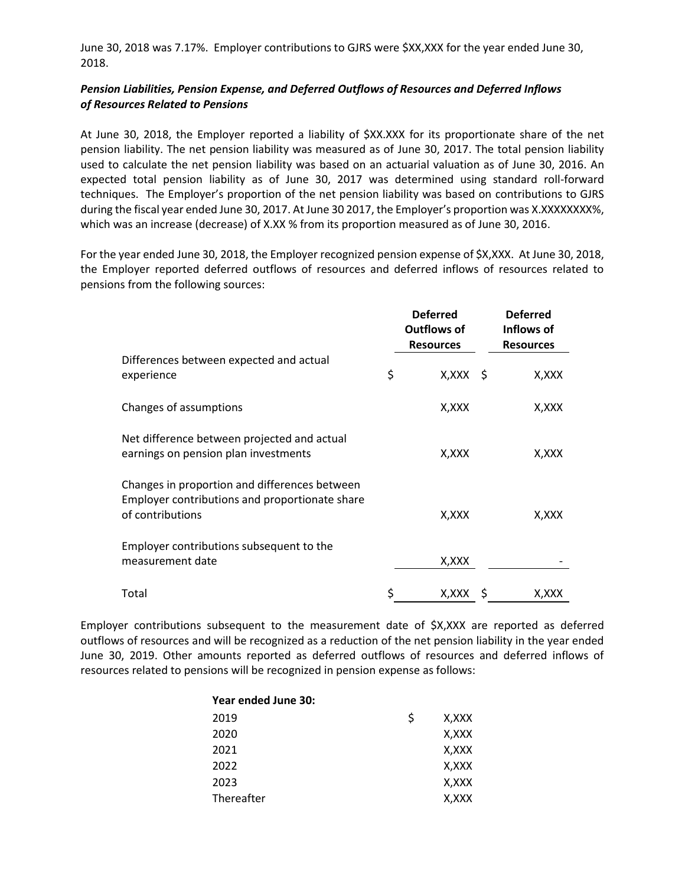June 30, 2018 was 7.17%. Employer contributions to GJRS were $XX,XXX for the year ended June 30, 2018.

***Pension Liabilities, Pension Expense, and Deferred Outflows of Resources and Deferred Inflows of Resources Related to Pensions***

At June 30, 2018, the Employer reported a liability of $XX.XXX for its proportionate share of the net pension liability. The net pension liability was measured as of June 30, 2017. The total pension liability used to calculate the net pension liability was based on an actuarial valuation as of June 30, 2016. An expected total pension liability as of June 30, 2017 was determined using standard roll-forward techniques. The Employer's proportion of the net pension liability was based on contributions to GJRS during the fiscal year ended June 30, 2017. At June 30 2017, the Employer's proportion was X.XXXXXXXX%, which was an increase (decrease) of X.XX % from its proportion measured as of June 30, 2016.

For the year ended June 30, 2018, the Employer recognized pension expense of $X,XXX. At June 30, 2018, the Employer reported deferred outflows of resources and deferred inflows of resources related to pensions from the following sources:

| | Deferred Outflows of Resources | Deferred Inflows of Resources |
|---|---|---|
| Differences between expected and actual experience | $ X,XXX | $ X,XXX |
| Changes of assumptions | X,XXX | X,XXX |
| Net difference between projected and actual earnings on pension plan investments | X,XXX | X,XXX |
| Changes in proportion and differences between Employer contributions and proportionate share of contributions | X,XXX | X,XXX |
| Employer contributions subsequent to the measurement date | X,XXX | - |
| Total | $ X,XXX | $ X,XXX |

Employer contributions subsequent to the measurement date of $X,XXX are reported as deferred outflows of resources and will be recognized as a reduction of the net pension liability in the year ended June 30, 2019. Other amounts reported as deferred outflows of resources and deferred inflows of resources related to pensions will be recognized in pension expense as follows:

| **Year ended June 30:** | |
|---|---|
| 2019 | $ X,XXX |
| 2020 | X,XXX |
| 2021 | X,XXX |
| 2022 | X,XXX |
| 2023 | X,XXX |
| Thereafter | X,XXX |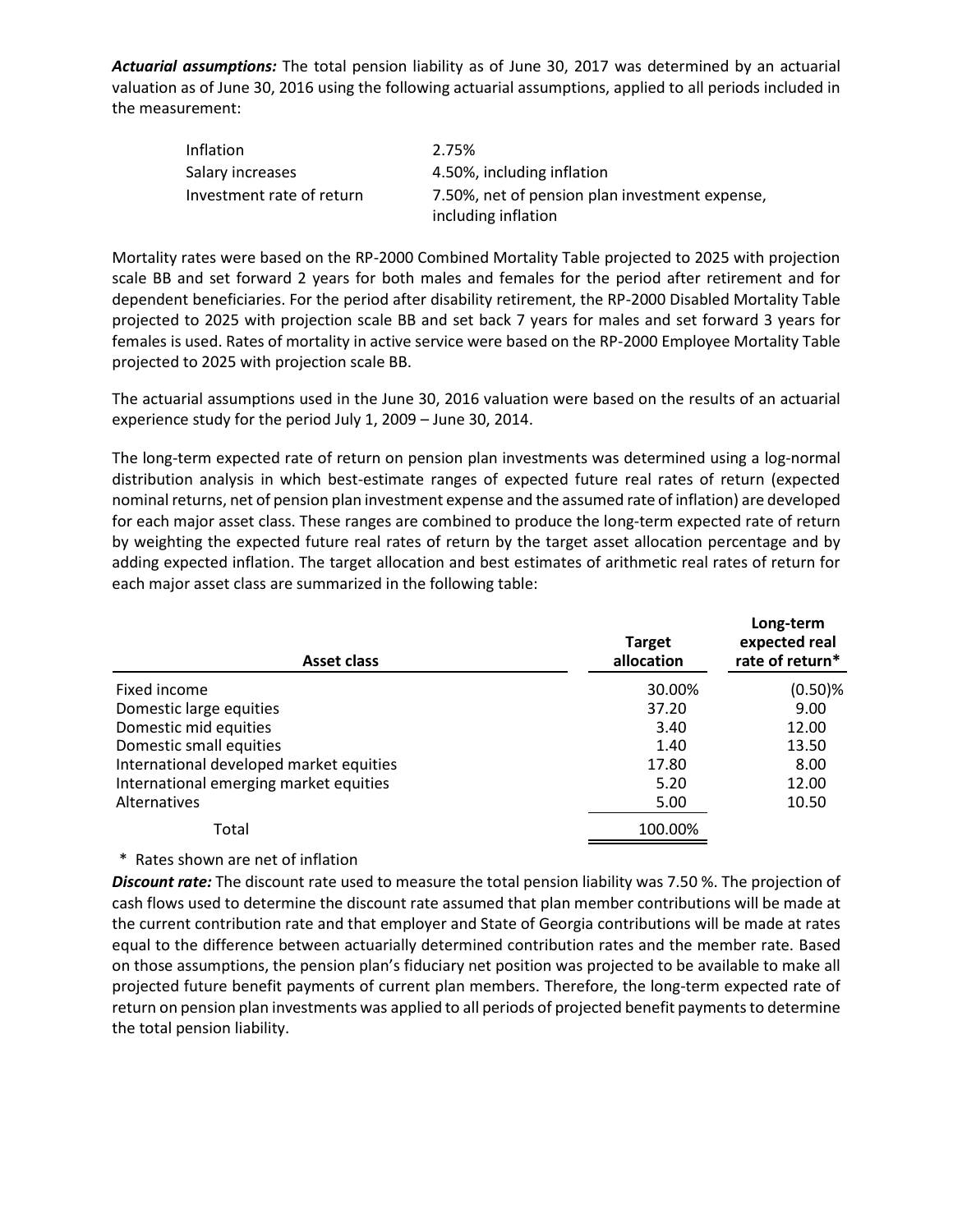***Actuarial assumptions:*** The total pension liability as of June 30, 2017 was determined by an actuarial valuation as of June 30, 2016 using the following actuarial assumptions, applied to all periods included in the measurement:

| | |
|---|---|
| Inflation | 2.75% |
| Salary increases | 4.50%, including inflation |
| Investment rate of return | 7.50%, net of pension plan investment expense, including inflation |

Mortality rates were based on the RP-2000 Combined Mortality Table projected to 2025 with projection scale BB and set forward 2 years for both males and females for the period after retirement and for dependent beneficiaries. For the period after disability retirement, the RP-2000 Disabled Mortality Table projected to 2025 with projection scale BB and set back 7 years for males and set forward 3 years for females is used. Rates of mortality in active service were based on the RP-2000 Employee Mortality Table projected to 2025 with projection scale BB.

The actuarial assumptions used in the June 30, 2016 valuation were based on the results of an actuarial experience study for the period July 1, 2009 – June 30, 2014.

The long-term expected rate of return on pension plan investments was determined using a log-normal distribution analysis in which best-estimate ranges of expected future real rates of return (expected nominal returns, net of pension plan investment expense and the assumed rate of inflation) are developed for each major asset class. These ranges are combined to produce the long-term expected rate of return by weighting the expected future real rates of return by the target asset allocation percentage and by adding expected inflation. The target allocation and best estimates of arithmetic real rates of return for each major asset class are summarized in the following table:

| Asset class | Target allocation | Long-term expected real rate of return* |
|---|---|---|
| Fixed income | 30.00% | (0.50)% |
| Domestic large equities | 37.20 | 9.00 |
| Domestic mid equities | 3.40 | 12.00 |
| Domestic small equities | 1.40 | 13.50 |
| International developed market equities | 17.80 | 8.00 |
| International emerging market equities | 5.20 | 12.00 |
| Alternatives | 5.00 | 10.50 |
| Total | 100.00% | |

\* Rates shown are net of inflation

***Discount rate:*** The discount rate used to measure the total pension liability was 7.50 %. The projection of cash flows used to determine the discount rate assumed that plan member contributions will be made at the current contribution rate and that employer and State of Georgia contributions will be made at rates equal to the difference between actuarially determined contribution rates and the member rate. Based on those assumptions, the pension plan's fiduciary net position was projected to be available to make all projected future benefit payments of current plan members. Therefore, the long-term expected rate of return on pension plan investments was applied to all periods of projected benefit payments to determine the total pension liability.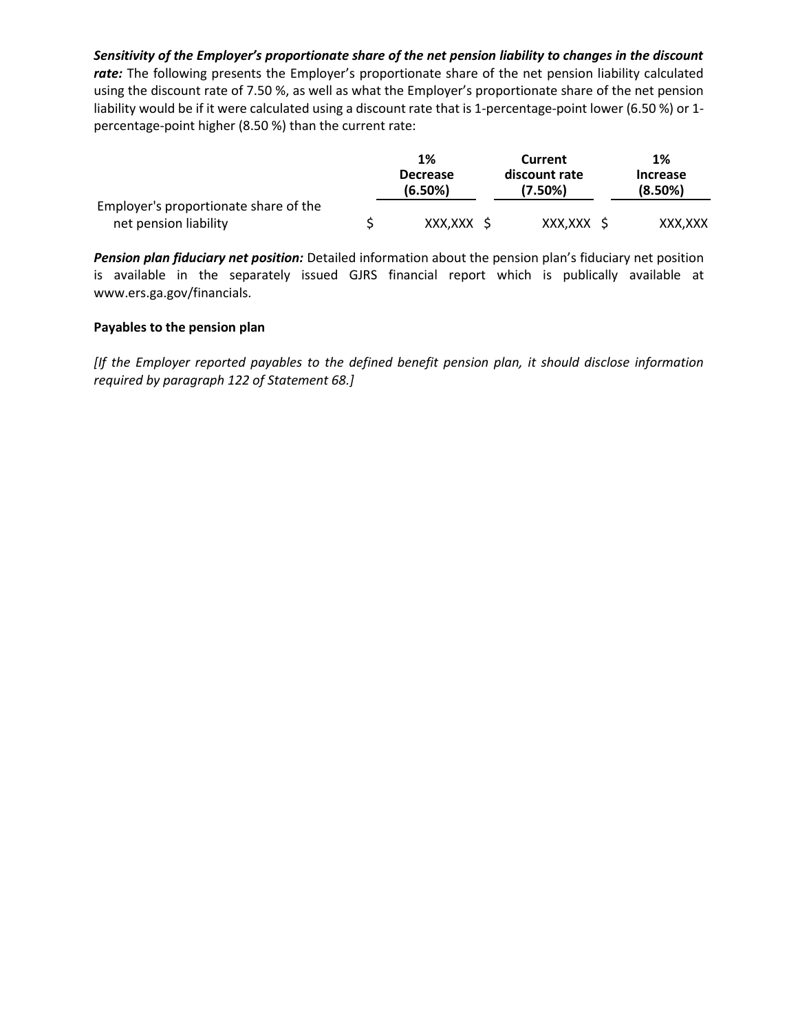***Sensitivity of the Employer's proportionate share of the net pension liability to changes in the discount rate:*** The following presents the Employer's proportionate share of the net pension liability calculated using the discount rate of 7.50 %, as well as what the Employer's proportionate share of the net pension liability would be if it were calculated using a discount rate that is 1-percentage-point lower (6.50 %) or 1-percentage-point higher (8.50 %) than the current rate:

| | 1% Decrease (6.50%) | Current discount rate (7.50%) | 1% Increase (8.50%) |
|---|---|---|---|
| Employer's proportionate share of the net pension liability | $ XXX,XXX | $ XXX,XXX | $ XXX,XXX |

***Pension plan fiduciary net position:*** Detailed information about the pension plan's fiduciary net position is available in the separately issued GJRS financial report which is publically available at www.ers.ga.gov/financials.

**Payables to the pension plan**

*[If the Employer reported payables to the defined benefit pension plan, it should disclose information required by paragraph 122 of Statement 68.]*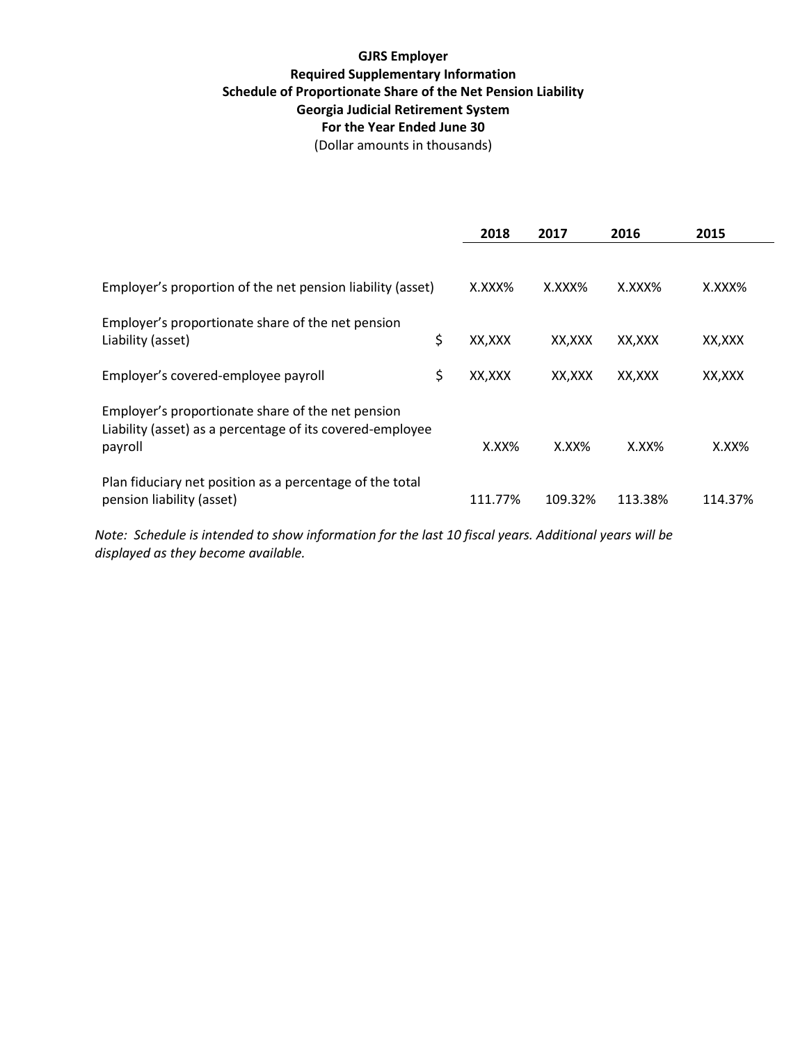**GJRS Employer**

**Required Supplementary Information**

**Schedule of Proportionate Share of the Net Pension Liability**

**Georgia Judicial Retirement System**

**For the Year Ended June 30**

(Dollar amounts in thousands)

| | | 2018 | 2017 | 2016 | 2015 |
|---|---|---|---|---|---|
| Employer's proportion of the net pension liability (asset) | | X.XXX% | X.XXX% | X.XXX% | X.XXX% |
| Employer's proportionate share of the net pension Liability (asset) | $ | XX,XXX | XX,XXX | XX,XXX | XX,XXX |
| Employer's covered-employee payroll | $ | XX,XXX | XX,XXX | XX,XXX | XX,XXX |
| Employer's proportionate share of the net pension Liability (asset) as a percentage of its covered-employee payroll | | X.XX% | X.XX% | X.XX% | X.XX% |
| Plan fiduciary net position as a percentage of the total pension liability (asset) | | 111.77% | 109.32% | 113.38% | 114.37% |

*Note: Schedule is intended to show information for the last 10 fiscal years. Additional years will be displayed as they become available.*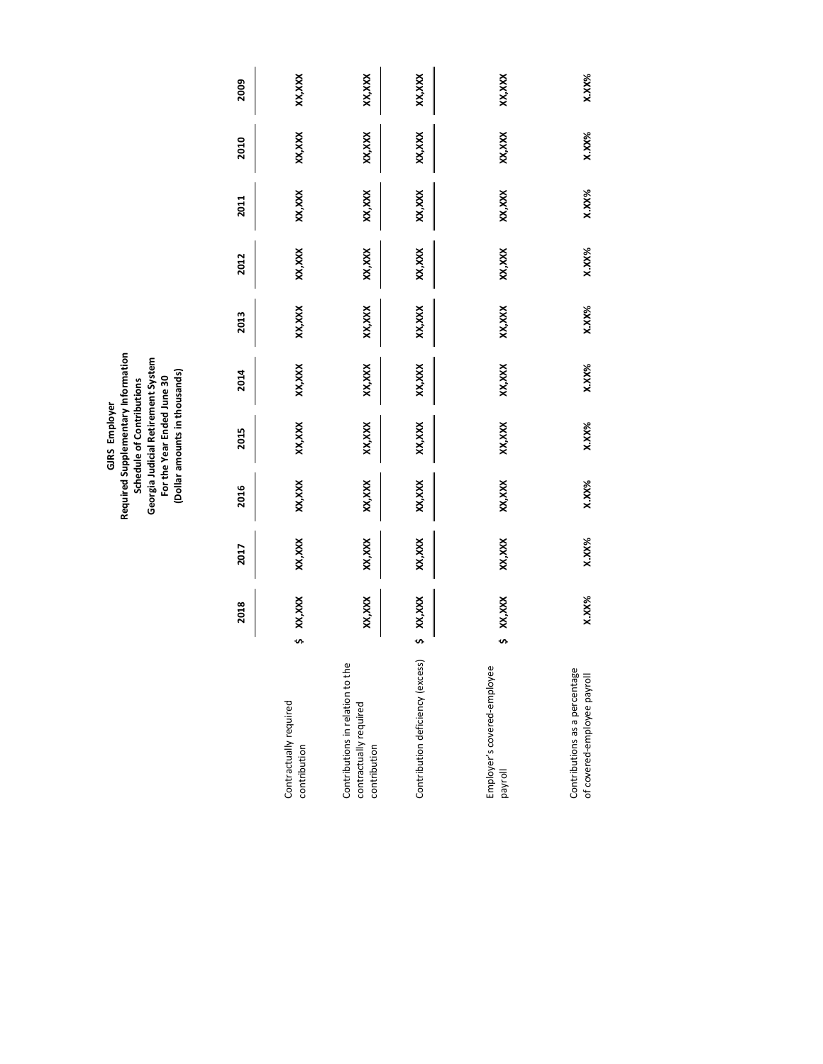**GJRS Employer**
**Required Supplementary Information**
**Schedule of Contributions**
**Georgia Judicial Retirement System**
**For the Year Ended June 30**
**(Dollar amounts in thousands)**

| | 2018 | 2017 | 2016 | 2015 | 2014 | 2013 | 2012 | 2011 | 2010 | 2009 |
|---|---|---|---|---|---|---|---|---|---|---|
| Contractually required contribution | $ XX,XXX | XX,XXX | XX,XXX | XX,XXX | XX,XXX | XX,XXX | XX,XXX | XX,XXX | XX,XXX | XX,XXX |
| Contributions in relation to the contractually required contribution | XX,XXX | XX,XXX | XX,XXX | XX,XXX | XX,XXX | XX,XXX | XX,XXX | XX,XXX | XX,XXX | XX,XXX |
| Contribution deficiency (excess) | $ XX,XXX | XX,XXX | XX,XXX | XX,XXX | XX,XXX | XX,XXX | XX,XXX | XX,XXX | XX,XXX | XX,XXX |
| Employer's covered-employee payroll | $ XX,XXX | XX,XXX | XX,XXX | XX,XXX | XX,XXX | XX,XXX | XX,XXX | XX,XXX | XX,XXX | XX,XXX |
| Contributions as a percentage of covered-employee payroll | X.XX% | X.XX% | X.XX% | X.XX% | X.XX% | X.XX% | X.XX% | X.XX% | X.XX% | X.XX% |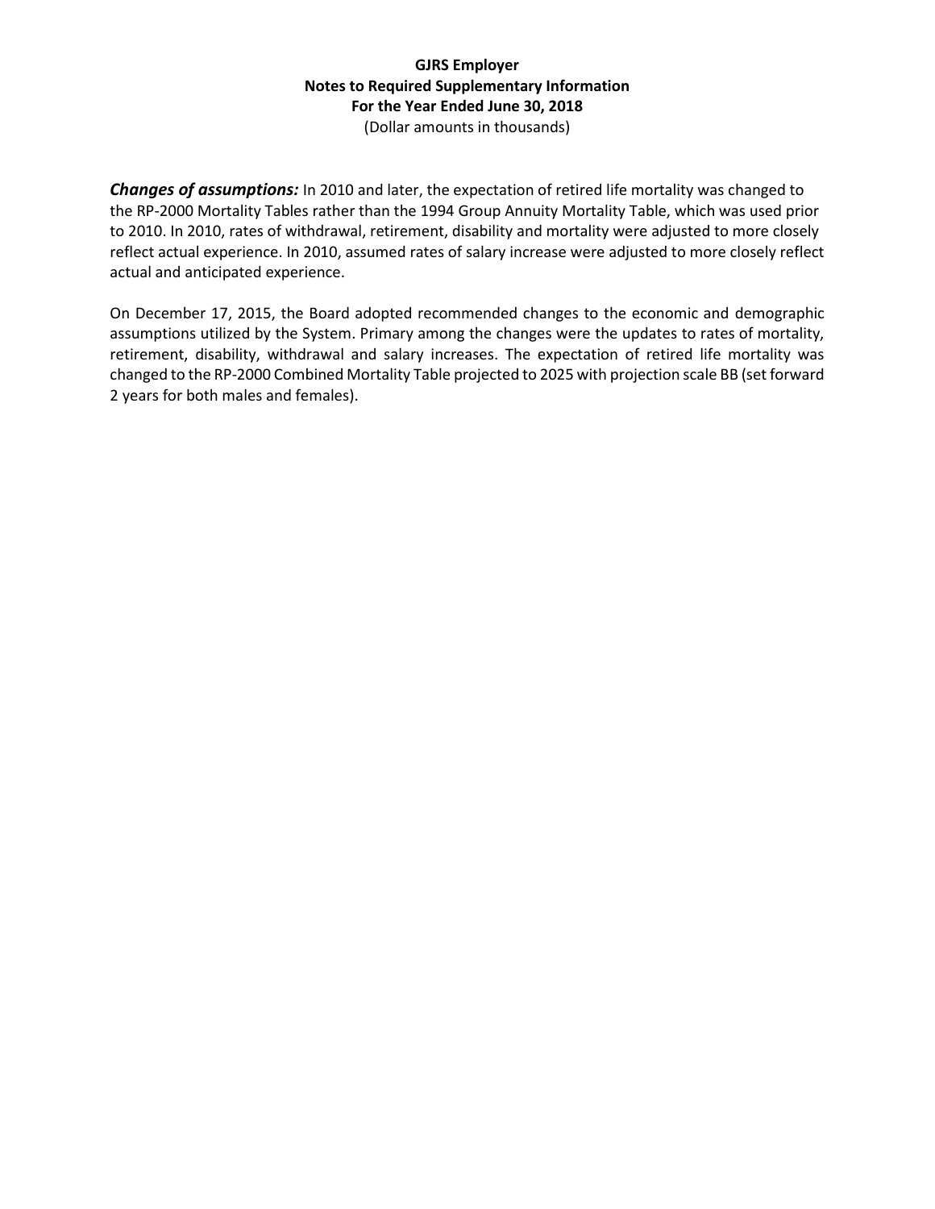**GJRS Employer**
**Notes to Required Supplementary Information**
**For the Year Ended June 30, 2018**
(Dollar amounts in thousands)

***Changes of assumptions:*** In 2010 and later, the expectation of retired life mortality was changed to the RP-2000 Mortality Tables rather than the 1994 Group Annuity Mortality Table, which was used prior to 2010. In 2010, rates of withdrawal, retirement, disability and mortality were adjusted to more closely reflect actual experience. In 2010, assumed rates of salary increase were adjusted to more closely reflect actual and anticipated experience.

On December 17, 2015, the Board adopted recommended changes to the economic and demographic assumptions utilized by the System. Primary among the changes were the updates to rates of mortality, retirement, disability, withdrawal and salary increases. The expectation of retired life mortality was changed to the RP-2000 Combined Mortality Table projected to 2025 with projection scale BB (set forward 2 years for both males and females).